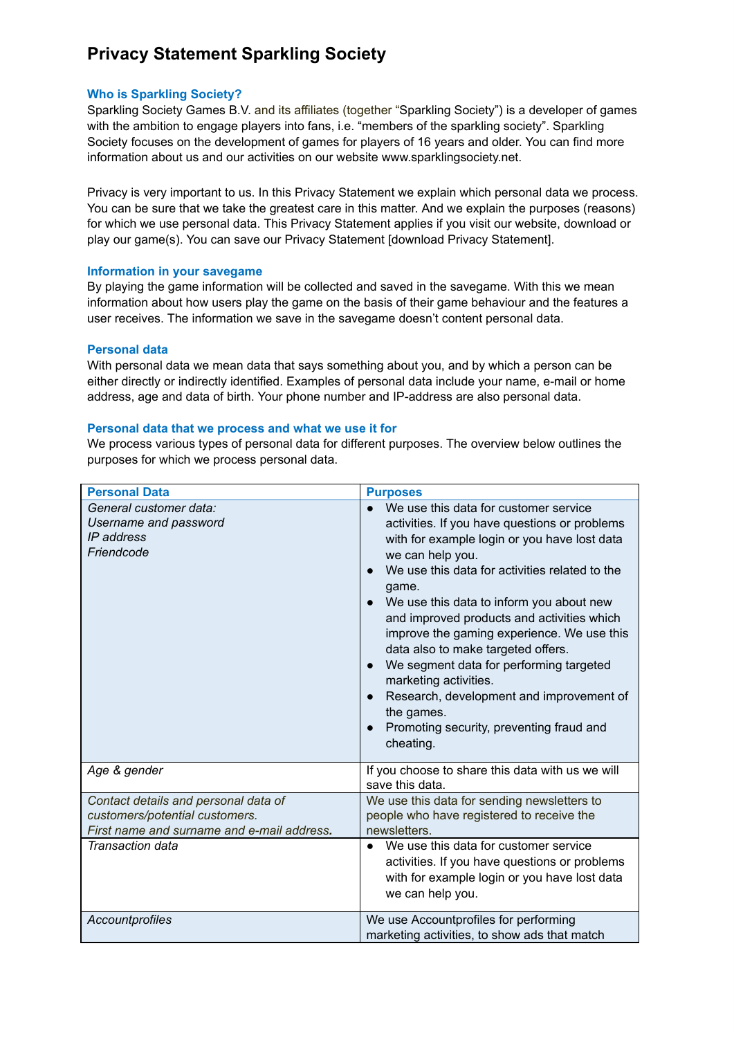# Privacy Statement Sparkling Society

## Who is Sparkling Society?

Sparkling Society Games B.V. and its affiliates (together "Sparkling Society") is a developer of games with the ambition to engage players into fans, i.e. "members of the sparkling society". Sparkling Society focuses on the development of games for players of 16 years and older. You can find more information about us and our activities on our website www.sparklingsociety.net.

Privacy is very important to us. In this Privacy Statement we explain which personal data we process. You can be sure that we take the greatest care in this matter. And we explain the purposes (reasons) for which we use personal data. This Privacy Statement applies if you visit our website, download or play our game(s). You can save our Privacy Statement [download Privacy Statement].

## Information in your savegame

By playing the game information will be collected and saved in the savegame. With this we mean information about how users play the game on the basis of their game behaviour and the features a user receives. The information we save in the savegame doesn't content personal data.

## Personal data

With personal data we mean data that says something about you, and by which a person can be either directly or indirectly identified. Examples of personal data include your name, e-mail or home address, age and data of birth. Your phone number and IP-address are also personal data.

## Personal data that we process and what we use it for

We process various types of personal data for different purposes. The overview below outlines the purposes for which we process personal data.

| Personal Data | Purposes |
|---|---|
| *General customer data:*<br>*Username and password*<br>*IP address*<br>*Friendcode* | • We use this data for customer service activities. If you have questions or problems with for example login or you have lost data we can help you.<br>• We use this data for activities related to the game.<br>• We use this data to inform you about new and improved products and activities which improve the gaming experience. We use this data also to make targeted offers.<br>• We segment data for performing targeted marketing activities.<br>• Research, development and improvement of the games.<br>• Promoting security, preventing fraud and cheating. |
| *Age & gender* | If you choose to share this data with us we will save this data. |
| *Contact details and personal data of customers/potential customers.*<br>*First name and surname and e-mail address.* | We use this data for sending newsletters to people who have registered to receive the newsletters. |
| *Transaction data* | • We use this data for customer service activities. If you have questions or problems with for example login or you have lost data we can help you. |
| *Accountprofiles* | We use Accountprofiles for performing marketing activities, to show ads that match |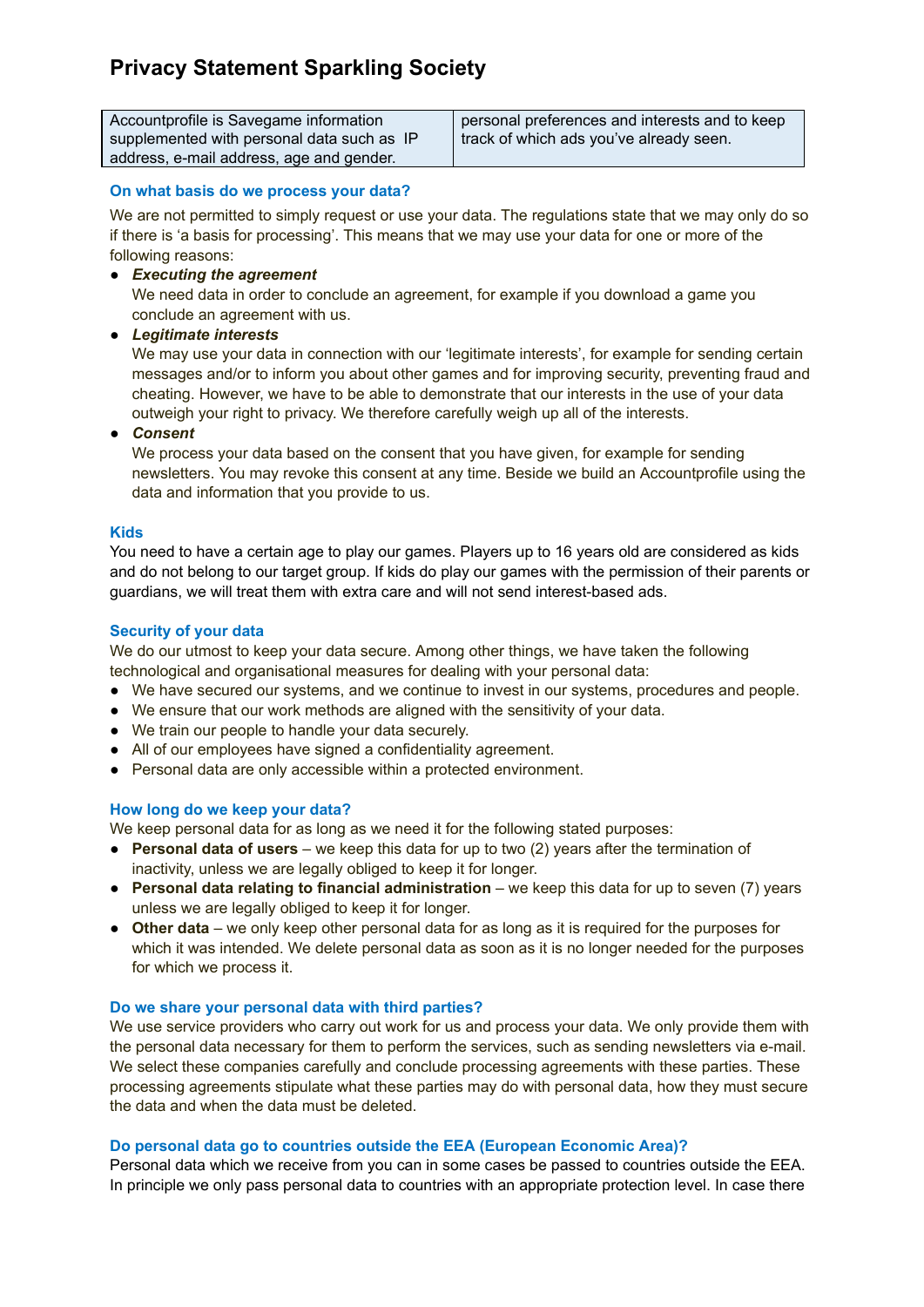# Privacy Statement Sparkling Society

| Accountprofile is Savegame information supplemented with personal data such as IP address, e-mail address, age and gender. | personal preferences and interests and to keep track of which ads you've already seen. |
|---|---|

### On what basis do we process your data?

We are not permitted to simply request or use your data. The regulations state that we may only do so if there is 'a basis for processing'. This means that we may use your data for one or more of the following reasons:

- ***Executing the agreement***
  We need data in order to conclude an agreement, for example if you download a game you conclude an agreement with us.
- ***Legitimate interests***
  We may use your data in connection with our 'legitimate interests', for example for sending certain messages and/or to inform you about other games and for improving security, preventing fraud and cheating. However, we have to be able to demonstrate that our interests in the use of your data outweigh your right to privacy. We therefore carefully weigh up all of the interests.
- ***Consent***
  We process your data based on the consent that you have given, for example for sending newsletters. You may revoke this consent at any time. Beside we build an Accountprofile using the data and information that you provide to us.

### Kids

You need to have a certain age to play our games. Players up to 16 years old are considered as kids and do not belong to our target group. If kids do play our games with the permission of their parents or guardians, we will treat them with extra care and will not send interest-based ads.

### Security of your data

We do our utmost to keep your data secure. Among other things, we have taken the following technological and organisational measures for dealing with your personal data:

- We have secured our systems, and we continue to invest in our systems, procedures and people.
- We ensure that our work methods are aligned with the sensitivity of your data.
- We train our people to handle your data securely.
- All of our employees have signed a confidentiality agreement.
- Personal data are only accessible within a protected environment.

### How long do we keep your data?

We keep personal data for as long as we need it for the following stated purposes:

- **Personal data of users** – we keep this data for up to two (2) years after the termination of inactivity, unless we are legally obliged to keep it for longer.
- **Personal data relating to financial administration** – we keep this data for up to seven (7) years unless we are legally obliged to keep it for longer.
- **Other data** – we only keep other personal data for as long as it is required for the purposes for which it was intended. We delete personal data as soon as it is no longer needed for the purposes for which we process it.

### Do we share your personal data with third parties?

We use service providers who carry out work for us and process your data. We only provide them with the personal data necessary for them to perform the services, such as sending newsletters via e-mail. We select these companies carefully and conclude processing agreements with these parties. These processing agreements stipulate what these parties may do with personal data, how they must secure the data and when the data must be deleted.

### Do personal data go to countries outside the EEA (European Economic Area)?

Personal data which we receive from you can in some cases be passed to countries outside the EEA. In principle we only pass personal data to countries with an appropriate protection level. In case there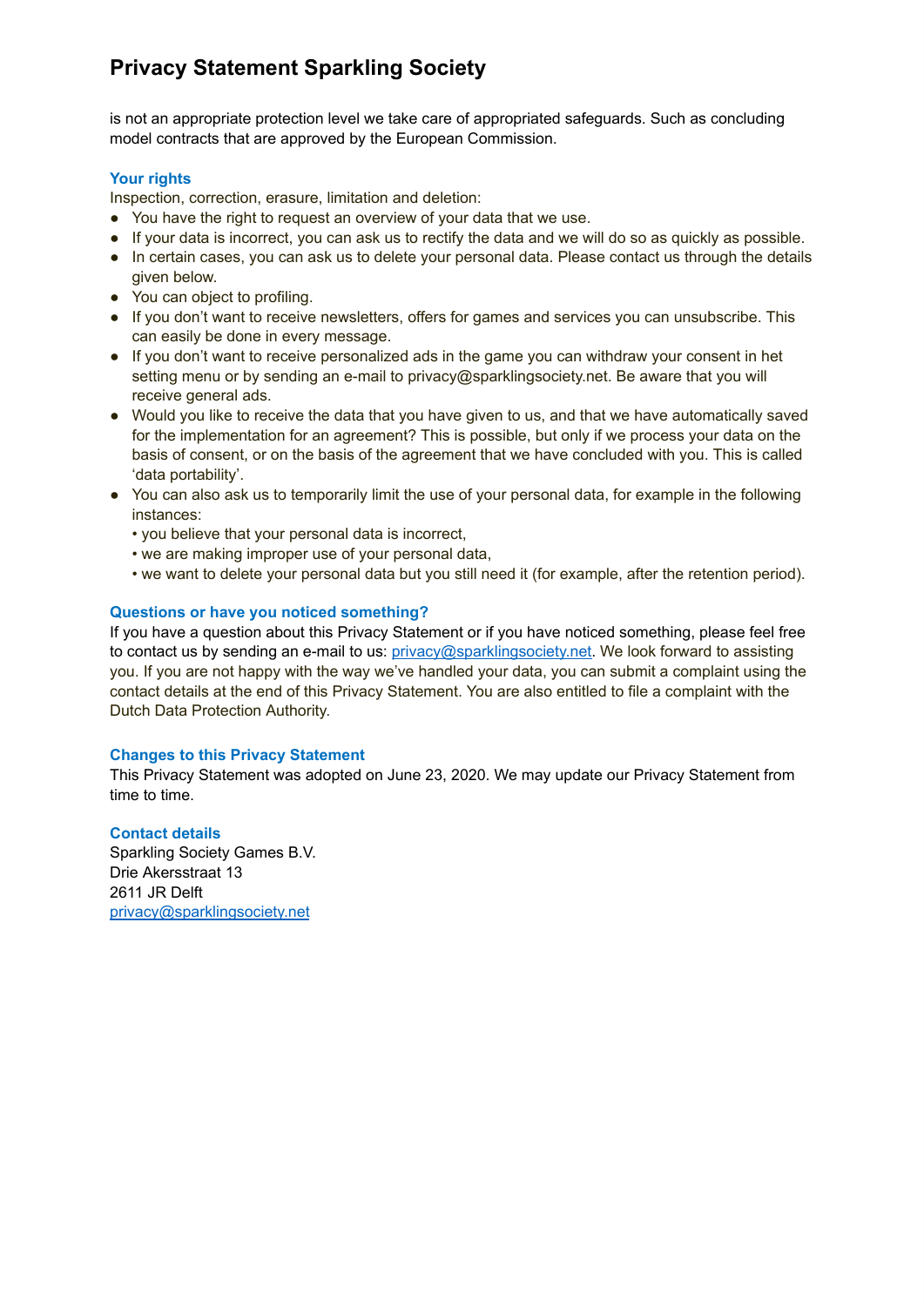is not an appropriate protection level we take care of appropriated safeguards. Such as concluding model contracts that are approved by the European Commission.

## Your rights

Inspection, correction, erasure, limitation and deletion:

- You have the right to request an overview of your data that we use.
- If your data is incorrect, you can ask us to rectify the data and we will do so as quickly as possible.
- In certain cases, you can ask us to delete your personal data. Please contact us through the details given below.
- You can object to profiling.
- If you don't want to receive newsletters, offers for games and services you can unsubscribe. This can easily be done in every message.
- If you don't want to receive personalized ads in the game you can withdraw your consent in het setting menu or by sending an e-mail to privacy@sparklingsociety.net. Be aware that you will receive general ads.
- Would you like to receive the data that you have given to us, and that we have automatically saved for the implementation for an agreement? This is possible, but only if we process your data on the basis of consent, or on the basis of the agreement that we have concluded with you. This is called 'data portability'.
- You can also ask us to temporarily limit the use of your personal data, for example in the following instances:
  - you believe that your personal data is incorrect,
  - we are making improper use of your personal data,
  - we want to delete your personal data but you still need it (for example, after the retention period).

## Questions or have you noticed something?

If you have a question about this Privacy Statement or if you have noticed something, please feel free to contact us by sending an e-mail to us: privacy@sparklingsociety.net. We look forward to assisting you. If you are not happy with the way we've handled your data, you can submit a complaint using the contact details at the end of this Privacy Statement. You are also entitled to file a complaint with the Dutch Data Protection Authority.

## Changes to this Privacy Statement

This Privacy Statement was adopted on June 23, 2020. We may update our Privacy Statement from time to time.

## Contact details

Sparkling Society Games B.V.
Drie Akersstraat 13
2611 JR Delft
privacy@sparklingsociety.net